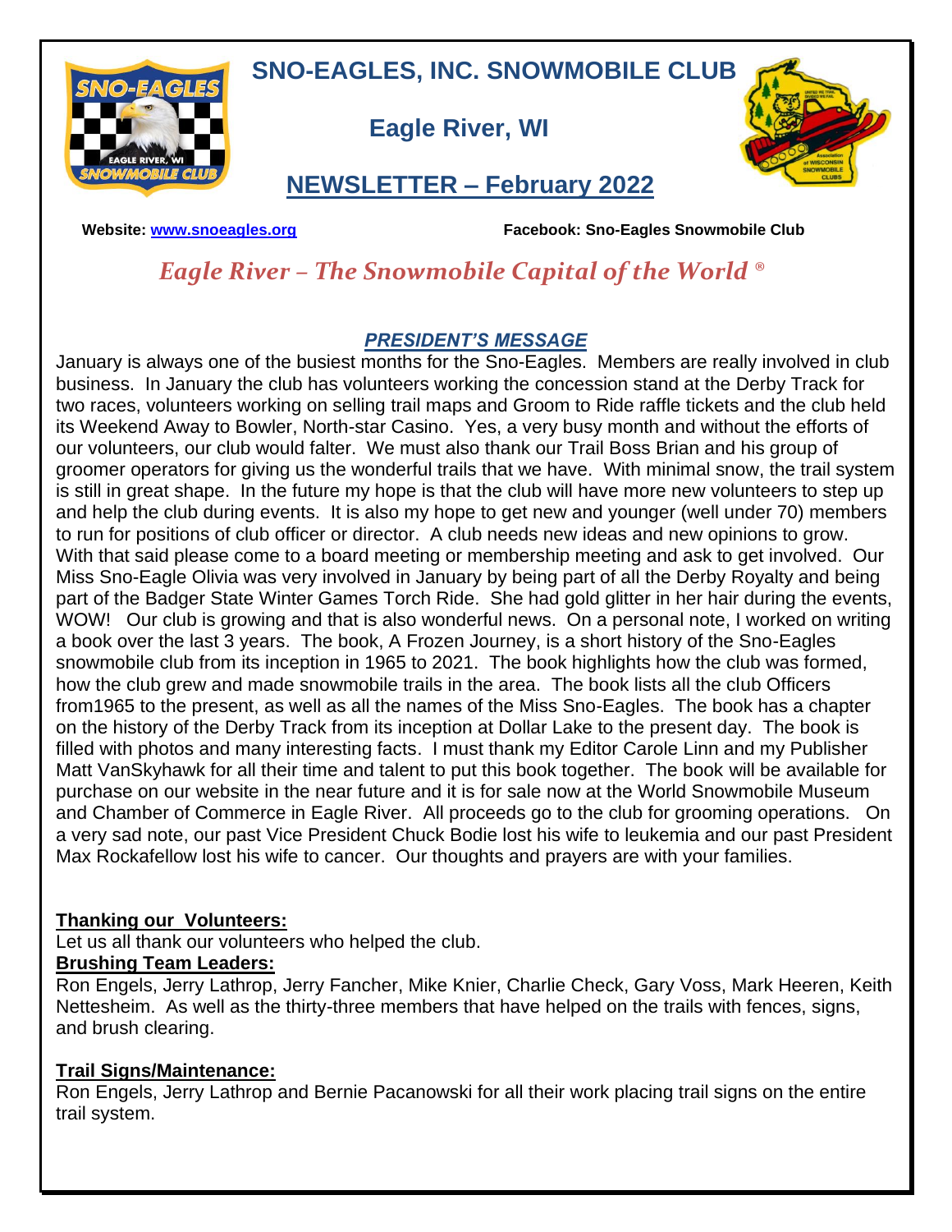# SNO-EAGLES, INC. SNOWMOBILE CLUB

## Eagle River, WI

## NEWSLETTER – February 2022

**Website: [www.snoeagles.org](http://www.snoeagles.org)** **Facebook: Sno-Eagles Snowmobile Club**

*Eagle River – The Snowmobile Capital of the World ®*

### *PRESIDENT'S MESSAGE*

January is always one of the busiest months for the Sno-Eagles. Members are really involved in club business. In January the club has volunteers working the concession stand at the Derby Track for two races, volunteers working on selling trail maps and Groom to Ride raffle tickets and the club held its Weekend Away to Bowler, North-star Casino. Yes, a very busy month and without the efforts of our volunteers, our club would falter. We must also thank our Trail Boss Brian and his group of groomer operators for giving us the wonderful trails that we have. With minimal snow, the trail system is still in great shape. In the future my hope is that the club will have more new volunteers to step up and help the club during events. It is also my hope to get new and younger (well under 70) members to run for positions of club officer or director. A club needs new ideas and new opinions to grow. With that said please come to a board meeting or membership meeting and ask to get involved. Our Miss Sno-Eagle Olivia was very involved in January by being part of all the Derby Royalty and being part of the Badger State Winter Games Torch Ride. She had gold glitter in her hair during the events, WOW! Our club is growing and that is also wonderful news. On a personal note, I worked on writing a book over the last 3 years. The book, A Frozen Journey, is a short history of the Sno-Eagles snowmobile club from its inception in 1965 to 2021. The book highlights how the club was formed, how the club grew and made snowmobile trails in the area. The book lists all the club Officers from1965 to the present, as well as all the names of the Miss Sno-Eagles. The book has a chapter on the history of the Derby Track from its inception at Dollar Lake to the present day. The book is filled with photos and many interesting facts. I must thank my Editor Carole Linn and my Publisher Matt VanSkyhawk for all their time and talent to put this book together. The book will be available for purchase on our website in the near future and it is for sale now at the World Snowmobile Museum and Chamber of Commerce in Eagle River. All proceeds go to the club for grooming operations. On a very sad note, our past Vice President Chuck Bodie lost his wife to leukemia and our past President Max Rockafellow lost his wife to cancer. Our thoughts and prayers are with your families.

**Thanking our Volunteers:**

Let us all thank our volunteers who helped the club.

**Brushing Team Leaders:**

Ron Engels, Jerry Lathrop, Jerry Fancher, Mike Knier, Charlie Check, Gary Voss, Mark Heeren, Keith Nettesheim. As well as the thirty-three members that have helped on the trails with fences, signs, and brush clearing.

**Trail Signs/Maintenance:**

Ron Engels, Jerry Lathrop and Bernie Pacanowski for all their work placing trail signs on the entire trail system.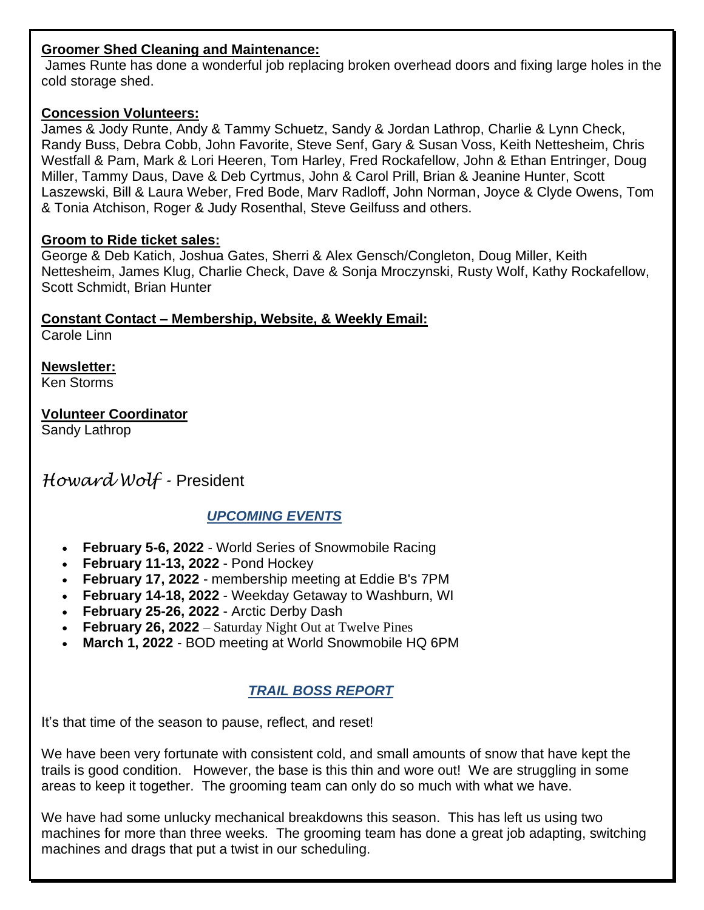**Groomer Shed Cleaning and Maintenance:**
James Runte has done a wonderful job replacing broken overhead doors and fixing large holes in the cold storage shed.

**Concession Volunteers:**
James & Jody Runte, Andy & Tammy Schuetz, Sandy & Jordan Lathrop, Charlie & Lynn Check, Randy Buss, Debra Cobb, John Favorite, Steve Senf, Gary & Susan Voss, Keith Nettesheim, Chris Westfall & Pam, Mark & Lori Heeren, Tom Harley, Fred Rockafellow, John & Ethan Entringer, Doug Miller, Tammy Daus, Dave & Deb Cyrtmus, John & Carol Prill, Brian & Jeanine Hunter, Scott Laszewski, Bill & Laura Weber, Fred Bode, Marv Radloff, John Norman, Joyce & Clyde Owens, Tom & Tonia Atchison, Roger & Judy Rosenthal, Steve Geilfuss and others.

**Groom to Ride ticket sales:**
George & Deb Katich, Joshua Gates, Sherri & Alex Gensch/Congleton, Doug Miller, Keith Nettesheim, James Klug, Charlie Check, Dave & Sonja Mroczynski, Rusty Wolf, Kathy Rockafellow, Scott Schmidt, Brian Hunter

**Constant Contact – Membership, Website, & Weekly Email:**
Carole Linn

**Newsletter:**
Ken Storms

**Volunteer Coordinator**
Sandy Lathrop

*Howard Wolf* - President

## *UPCOMING EVENTS*

- **February 5-6, 2022** - World Series of Snowmobile Racing
- **February 11-13, 2022** - Pond Hockey
- **February 17, 2022** - membership meeting at Eddie B's 7PM
- **February 14-18, 2022** - Weekday Getaway to Washburn, WI
- **February 25-26, 2022** - Arctic Derby Dash
- **February 26, 2022** – Saturday Night Out at Twelve Pines
- **March 1, 2022** - BOD meeting at World Snowmobile HQ 6PM

## *TRAIL BOSS REPORT*

It's that time of the season to pause, reflect, and reset!

We have been very fortunate with consistent cold, and small amounts of snow that have kept the trails is good condition. However, the base is this thin and wore out! We are struggling in some areas to keep it together. The grooming team can only do so much with what we have.

We have had some unlucky mechanical breakdowns this season. This has left us using two machines for more than three weeks. The grooming team has done a great job adapting, switching machines and drags that put a twist in our scheduling.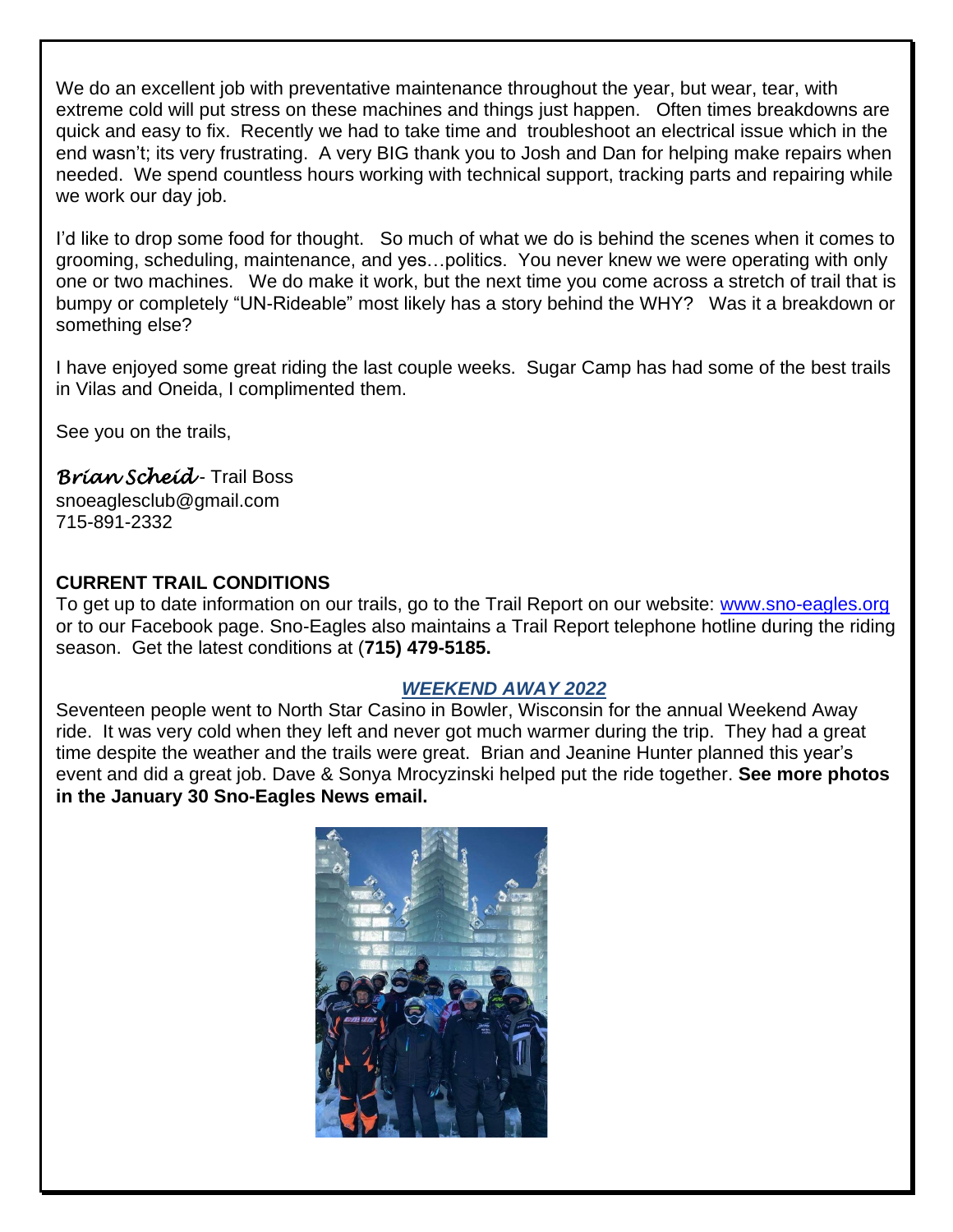We do an excellent job with preventative maintenance throughout the year, but wear, tear, with extreme cold will put stress on these machines and things just happen. Often times breakdowns are quick and easy to fix. Recently we had to take time and troubleshoot an electrical issue which in the end wasn't; its very frustrating. A very BIG thank you to Josh and Dan for helping make repairs when needed. We spend countless hours working with technical support, tracking parts and repairing while we work our day job.

I'd like to drop some food for thought. So much of what we do is behind the scenes when it comes to grooming, scheduling, maintenance, and yes…politics. You never knew we were operating with only one or two machines. We do make it work, but the next time you come across a stretch of trail that is bumpy or completely "UN-Rideable" most likely has a story behind the WHY? Was it a breakdown or something else?

I have enjoyed some great riding the last couple weeks. Sugar Camp has had some of the best trails in Vilas and Oneida, I complimented them.

See you on the trails,

*Brian Scheid*- Trail Boss
snoeaglesclub@gmail.com
715-891-2332

**CURRENT TRAIL CONDITIONS**

To get up to date information on our trails, go to the Trail Report on our website: [www.sno-eagles.org](http://www.sno-eagles.org) or to our Facebook page. Sno-Eagles also maintains a Trail Report telephone hotline during the riding season. Get the latest conditions at (**715) 479-5185.**

***WEEKEND AWAY 2022***

Seventeen people went to North Star Casino in Bowler, Wisconsin for the annual Weekend Away ride. It was very cold when they left and never got much warmer during the trip. They had a great time despite the weather and the trails were great. Brian and Jeanine Hunter planned this year's event and did a great job. Dave & Sonya Mrocyzinski helped put the ride together. **See more photos in the January 30 Sno-Eagles News email.**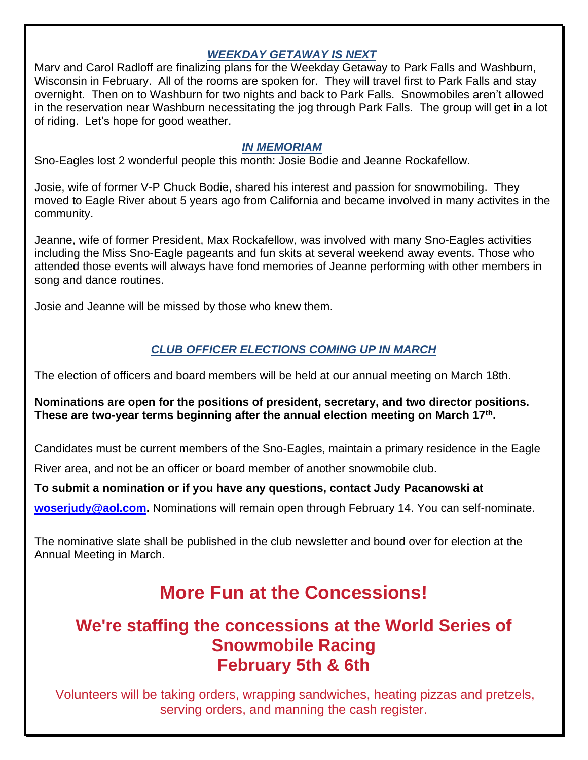### *WEEKDAY GETAWAY IS NEXT*

Marv and Carol Radloff are finalizing plans for the Weekday Getaway to Park Falls and Washburn, Wisconsin in February. All of the rooms are spoken for. They will travel first to Park Falls and stay overnight. Then on to Washburn for two nights and back to Park Falls. Snowmobiles aren't allowed in the reservation near Washburn necessitating the jog through Park Falls. The group will get in a lot of riding. Let's hope for good weather.

### *IN MEMORIAM*

Sno-Eagles lost 2 wonderful people this month: Josie Bodie and Jeanne Rockafellow.

Josie, wife of former V-P Chuck Bodie, shared his interest and passion for snowmobiling. They moved to Eagle River about 5 years ago from California and became involved in many activites in the community.

Jeanne, wife of former President, Max Rockafellow, was involved with many Sno-Eagles activities including the Miss Sno-Eagle pageants and fun skits at several weekend away events. Those who attended those events will always have fond memories of Jeanne performing with other members in song and dance routines.

Josie and Jeanne will be missed by those who knew them.

### *CLUB OFFICER ELECTIONS COMING UP IN MARCH*

The election of officers and board members will be held at our annual meeting on March 18th.

**Nominations are open for the positions of president, secretary, and two director positions. These are two-year terms beginning after the annual election meeting on March 17th.**

Candidates must be current members of the Sno-Eagles, maintain a primary residence in the Eagle River area, and not be an officer or board member of another snowmobile club.

**To submit a nomination or if you have any questions, contact Judy Pacanowski at woserjudy@aol.com.** Nominations will remain open through February 14. You can self-nominate.

The nominative slate shall be published in the club newsletter and bound over for election at the Annual Meeting in March.

# More Fun at the Concessions!

## We're staffing the concessions at the World Series of Snowmobile Racing February 5th & 6th

Volunteers will be taking orders, wrapping sandwiches, heating pizzas and pretzels, serving orders, and manning the cash register.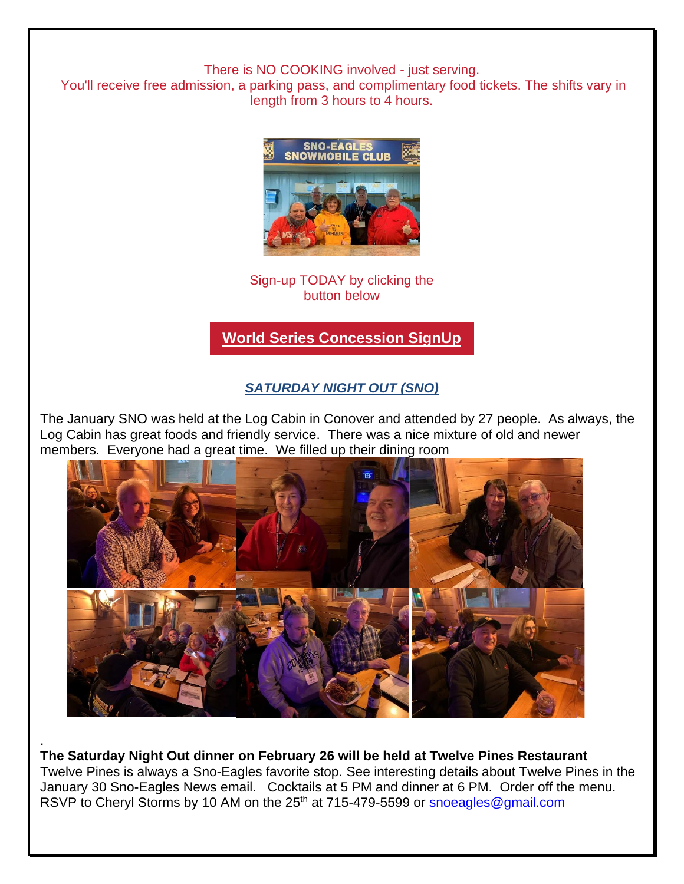There is NO COOKING involved - just serving.
You'll receive free admission, a parking pass, and complimentary food tickets. The shifts vary in length from 3 hours to 4 hours.

Sign-up TODAY by clicking the button below

**World Series Concession SignUp**

## ***SATURDAY NIGHT OUT (SNO)***

The January SNO was held at the Log Cabin in Conover and attended by 27 people. As always, the Log Cabin has great foods and friendly service. There was a nice mixture of old and newer members. Everyone had a great time. We filled up their dining room

.

**The Saturday Night Out dinner on February 26 will be held at Twelve Pines Restaurant**
Twelve Pines is always a Sno-Eagles favorite stop. See interesting details about Twelve Pines in the January 30 Sno-Eagles News email. Cocktails at 5 PM and dinner at 6 PM. Order off the menu. RSVP to Cheryl Storms by 10 AM on the 25th at 715-479-5599 or snoeagles@gmail.com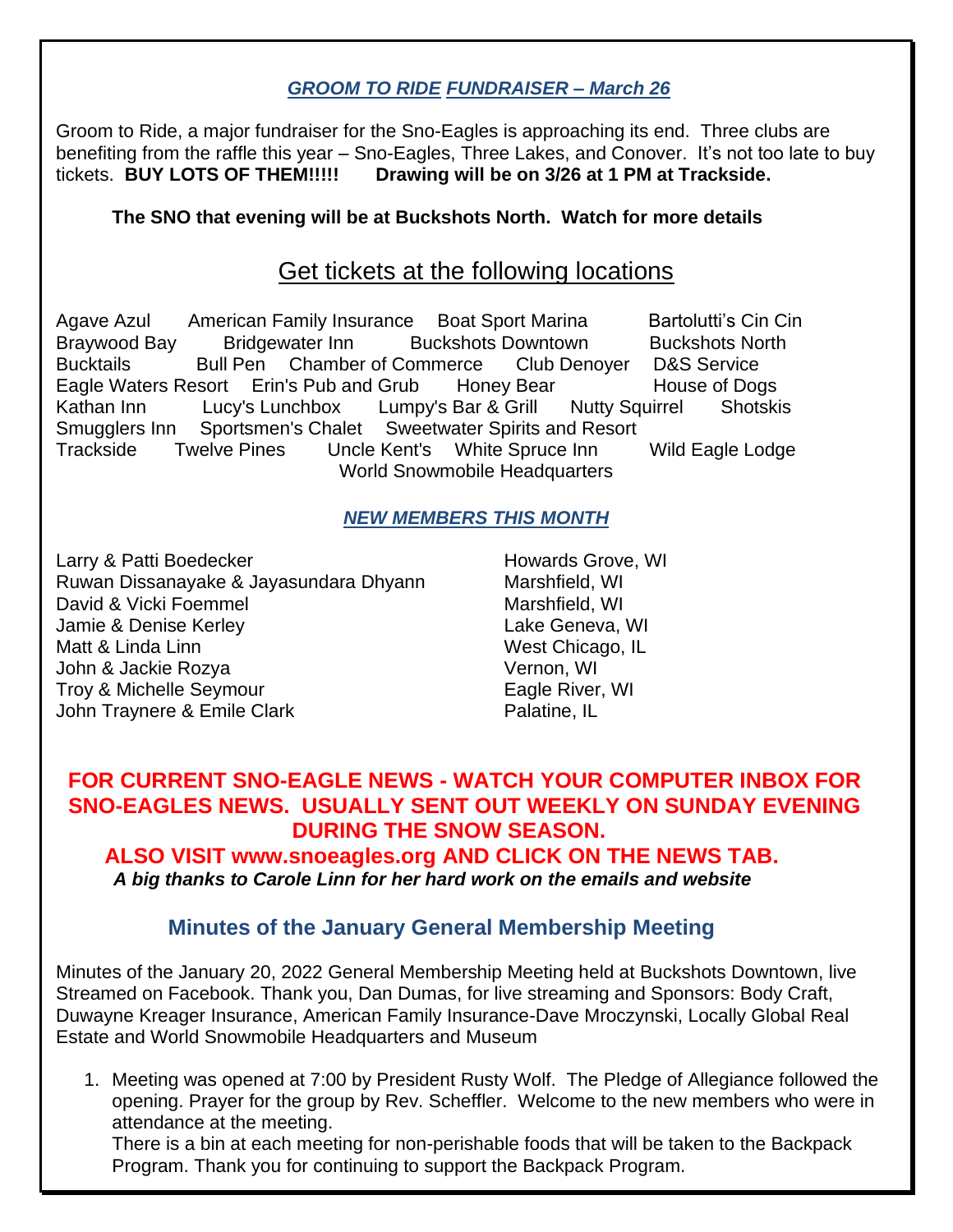## ***GROOM TO RIDE FUNDRAISER – March 26***

Groom to Ride, a major fundraiser for the Sno-Eagles is approaching its end. Three clubs are benefiting from the raffle this year – Sno-Eagles, Three Lakes, and Conover. It's not too late to buy tickets. **BUY LOTS OF THEM!!!!! Drawing will be on 3/26 at 1 PM at Trackside.**

**The SNO that evening will be at Buckshots North. Watch for more details**

## Get tickets at the following locations

Agave Azul   American Family Insurance   Boat Sport Marina   Bartolutti's Cin Cin
Braywood Bay   Bridgewater Inn   Buckshots Downtown   Buckshots North
Bucktails   Bull Pen   Chamber of Commerce   Club Denoyer   D&S Service
Eagle Waters Resort   Erin's Pub and Grub   Honey Bear   House of Dogs
Kathan Inn   Lucy's Lunchbox   Lumpy's Bar & Grill   Nutty Squirrel   Shotskis
Smugglers Inn   Sportsmen's Chalet   Sweetwater Spirits and Resort
Trackside   Twelve Pines   Uncle Kent's   White Spruce Inn   Wild Eagle Lodge
World Snowmobile Headquarters

## ***NEW MEMBERS THIS MONTH***

| | |
|---|---|
| Larry & Patti Boedecker | Howards Grove, WI |
| Ruwan Dissanayake & Jayasundara Dhyann | Marshfield, WI |
| David & Vicki Foemmel | Marshfield, WI |
| Jamie & Denise Kerley | Lake Geneva, WI |
| Matt & Linda Linn | West Chicago, IL |
| John & Jackie Rozya | Vernon, WI |
| Troy & Michelle Seymour | Eagle River, WI |
| John Traynere & Emile Clark | Palatine, IL |

**FOR CURRENT SNO-EAGLE NEWS - WATCH YOUR COMPUTER INBOX FOR SNO-EAGLES NEWS. USUALLY SENT OUT WEEKLY ON SUNDAY EVENING DURING THE SNOW SEASON.**

**ALSO VISIT www.snoeagles.org AND CLICK ON THE NEWS TAB.**

***A big thanks to Carole Linn for her hard work on the emails and website***

## Minutes of the January General Membership Meeting

Minutes of the January 20, 2022 General Membership Meeting held at Buckshots Downtown, live Streamed on Facebook. Thank you, Dan Dumas, for live streaming and Sponsors: Body Craft, Duwayne Kreager Insurance, American Family Insurance-Dave Mroczynski, Locally Global Real Estate and World Snowmobile Headquarters and Museum

1. Meeting was opened at 7:00 by President Rusty Wolf. The Pledge of Allegiance followed the opening. Prayer for the group by Rev. Scheffler. Welcome to the new members who were in attendance at the meeting.
   There is a bin at each meeting for non-perishable foods that will be taken to the Backpack Program. Thank you for continuing to support the Backpack Program.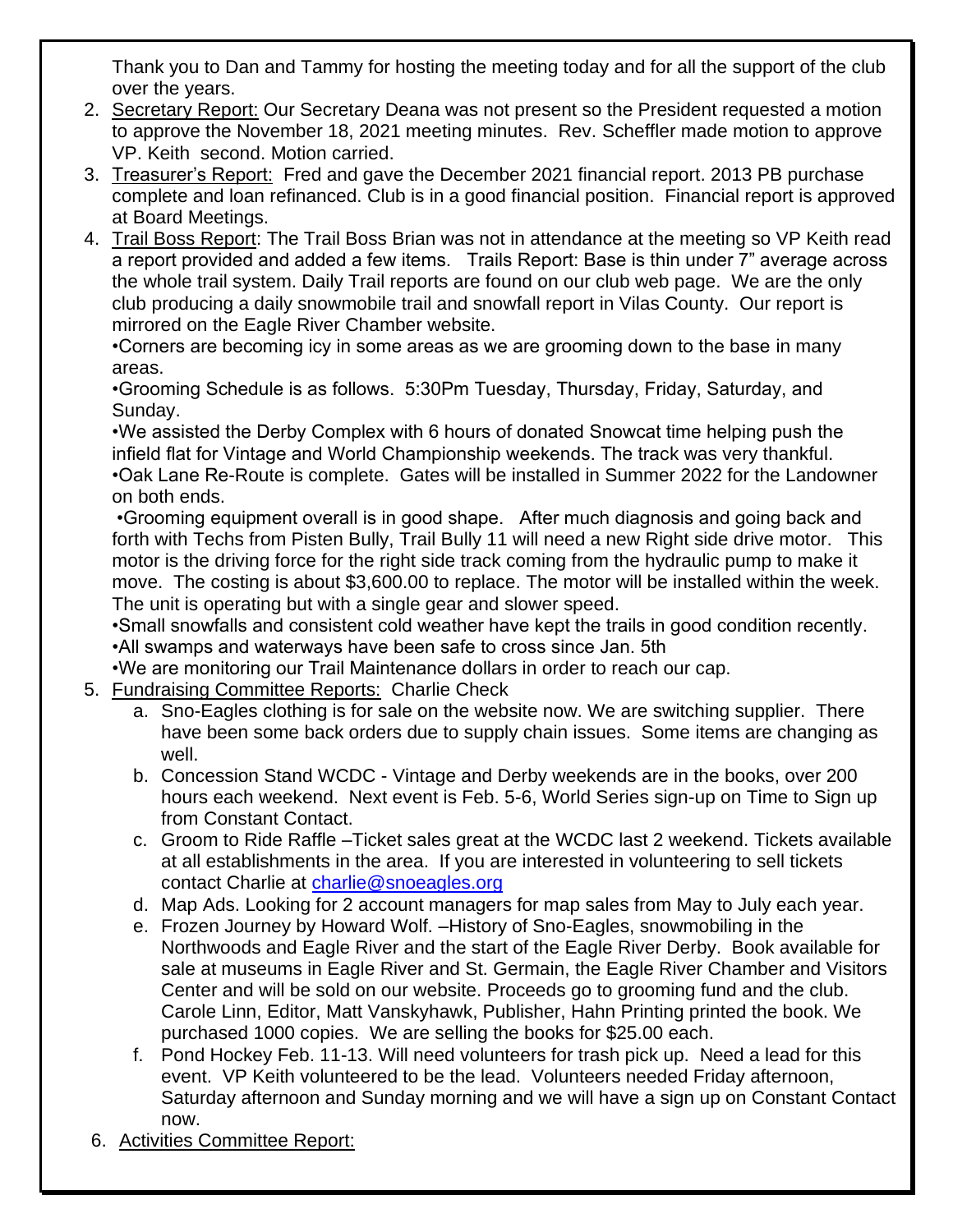Thank you to Dan and Tammy for hosting the meeting today and for all the support of the club over the years.

2. <u>Secretary Report:</u> Our Secretary Deana was not present so the President requested a motion to approve the November 18, 2021 meeting minutes. Rev. Scheffler made motion to approve VP. Keith second. Motion carried.
3. <u>Treasurer's Report:</u> Fred and gave the December 2021 financial report. 2013 PB purchase complete and loan refinanced. Club is in a good financial position. Financial report is approved at Board Meetings.
4. <u>Trail Boss Report</u>: The Trail Boss Brian was not in attendance at the meeting so VP Keith read a report provided and added a few items. Trails Report: Base is thin under 7" average across the whole trail system. Daily Trail reports are found on our club web page. We are the only club producing a daily snowmobile trail and snowfall report in Vilas County. Our report is mirrored on the Eagle River Chamber website.

   •Corners are becoming icy in some areas as we are grooming down to the base in many areas.

   •Grooming Schedule is as follows. 5:30Pm Tuesday, Thursday, Friday, Saturday, and Sunday.

   •We assisted the Derby Complex with 6 hours of donated Snowcat time helping push the infield flat for Vintage and World Championship weekends. The track was very thankful.

   •Oak Lane Re-Route is complete. Gates will be installed in Summer 2022 for the Landowner on both ends.

   •Grooming equipment overall is in good shape. After much diagnosis and going back and forth with Techs from Pisten Bully, Trail Bully 11 will need a new Right side drive motor. This motor is the driving force for the right side track coming from the hydraulic pump to make it move. The costing is about $3,600.00 to replace. The motor will be installed within the week. The unit is operating but with a single gear and slower speed.

   •Small snowfalls and consistent cold weather have kept the trails in good condition recently.

   •All swamps and waterways have been safe to cross since Jan. 5th

   •We are monitoring our Trail Maintenance dollars in order to reach our cap.
5. <u>Fundraising Committee Reports:</u> Charlie Check
   a. Sno-Eagles clothing is for sale on the website now. We are switching supplier. There have been some back orders due to supply chain issues. Some items are changing as well.
   b. Concession Stand WCDC - Vintage and Derby weekends are in the books, over 200 hours each weekend. Next event is Feb. 5-6, World Series sign-up on Time to Sign up from Constant Contact.
   c. Groom to Ride Raffle –Ticket sales great at the WCDC last 2 weekend. Tickets available at all establishments in the area. If you are interested in volunteering to sell tickets contact Charlie at [charlie@snoeagles.org](mailto:charlie@snoeagles.org)
   d. Map Ads. Looking for 2 account managers for map sales from May to July each year.
   e. Frozen Journey by Howard Wolf. –History of Sno-Eagles, snowmobiling in the Northwoods and Eagle River and the start of the Eagle River Derby. Book available for sale at museums in Eagle River and St. Germain, the Eagle River Chamber and Visitors Center and will be sold on our website. Proceeds go to grooming fund and the club. Carole Linn, Editor, Matt Vanskyhawk, Publisher, Hahn Printing printed the book. We purchased 1000 copies. We are selling the books for $25.00 each.
   f. Pond Hockey Feb. 11-13. Will need volunteers for trash pick up. Need a lead for this event. VP Keith volunteered to be the lead. Volunteers needed Friday afternoon, Saturday afternoon and Sunday morning and we will have a sign up on Constant Contact now.
6. <u>Activities Committee Report:</u>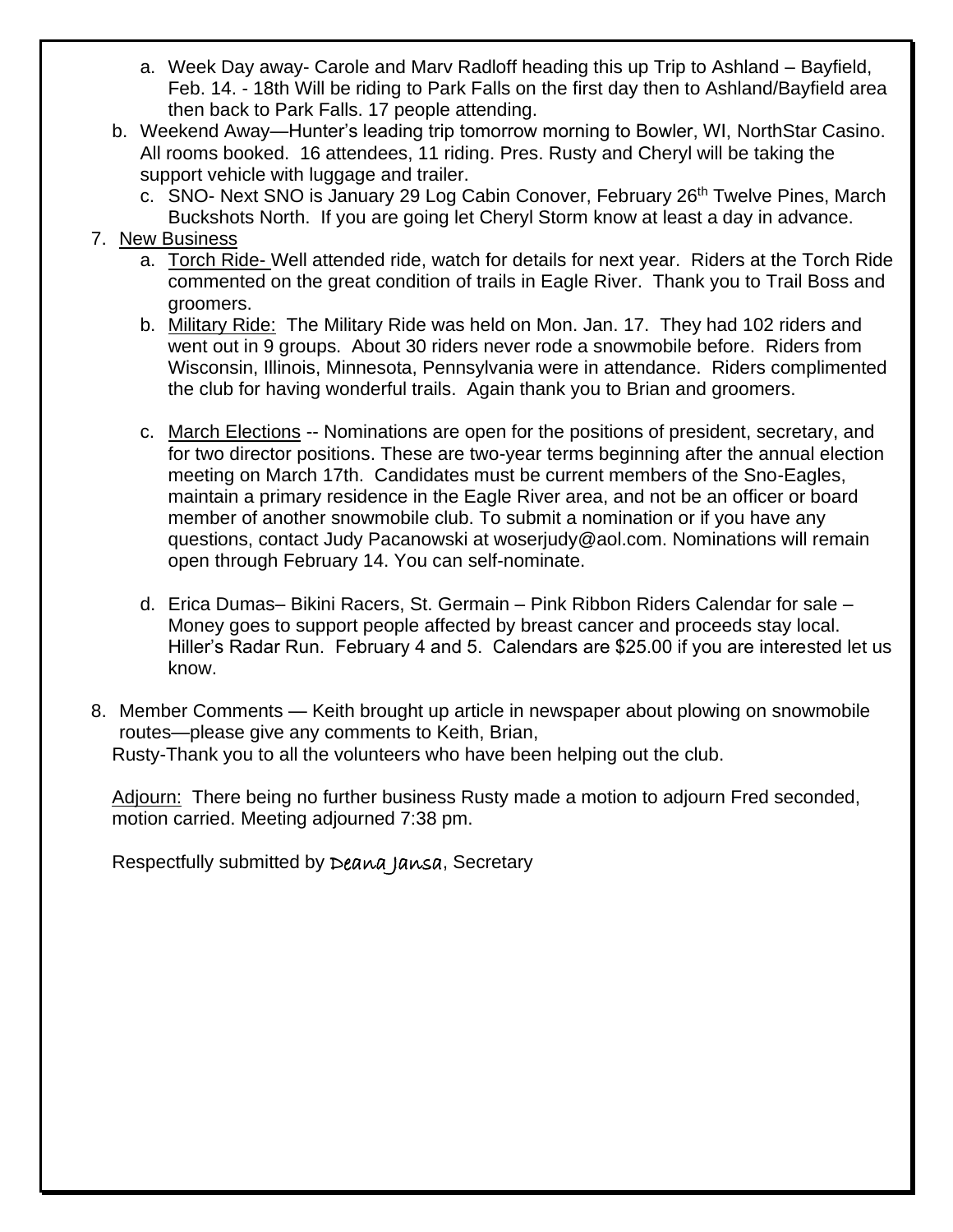a. Week Day away- Carole and Marv Radloff heading this up Trip to Ashland – Bayfield, Feb. 14. - 18th Will be riding to Park Falls on the first day then to Ashland/Bayfield area then back to Park Falls. 17 people attending.

   b. Weekend Away—Hunter's leading trip tomorrow morning to Bowler, WI, NorthStar Casino. All rooms booked. 16 attendees, 11 riding. Pres. Rusty and Cheryl will be taking the support vehicle with luggage and trailer.

   c. SNO- Next SNO is January 29 Log Cabin Conover, February 26th Twelve Pines, March Buckshots North. If you are going let Cheryl Storm know at least a day in advance.

7. <u>New Business</u>

   a. <u>Torch Ride-</u> Well attended ride, watch for details for next year. Riders at the Torch Ride commented on the great condition of trails in Eagle River. Thank you to Trail Boss and groomers.

   b. <u>Military Ride:</u> The Military Ride was held on Mon. Jan. 17. They had 102 riders and went out in 9 groups. About 30 riders never rode a snowmobile before. Riders from Wisconsin, Illinois, Minnesota, Pennsylvania were in attendance. Riders complimented the club for having wonderful trails. Again thank you to Brian and groomers.

   c. <u>March Elections</u> -- Nominations are open for the positions of president, secretary, and for two director positions. These are two-year terms beginning after the annual election meeting on March 17th. Candidates must be current members of the Sno-Eagles, maintain a primary residence in the Eagle River area, and not be an officer or board member of another snowmobile club. To submit a nomination or if you have any questions, contact Judy Pacanowski at woserjudy@aol.com. Nominations will remain open through February 14. You can self-nominate.

   d. Erica Dumas– Bikini Racers, St. Germain – Pink Ribbon Riders Calendar for sale – Money goes to support people affected by breast cancer and proceeds stay local. Hiller's Radar Run. February 4 and 5. Calendars are $25.00 if you are interested let us know.

8. Member Comments — Keith brought up article in newspaper about plowing on snowmobile routes—please give any comments to Keith, Brian,

   Rusty-Thank you to all the volunteers who have been helping out the club.

<u>Adjourn:</u> There being no further business Rusty made a motion to adjourn Fred seconded, motion carried. Meeting adjourned 7:38 pm.

Respectfully submitted by Deana Jansa, Secretary